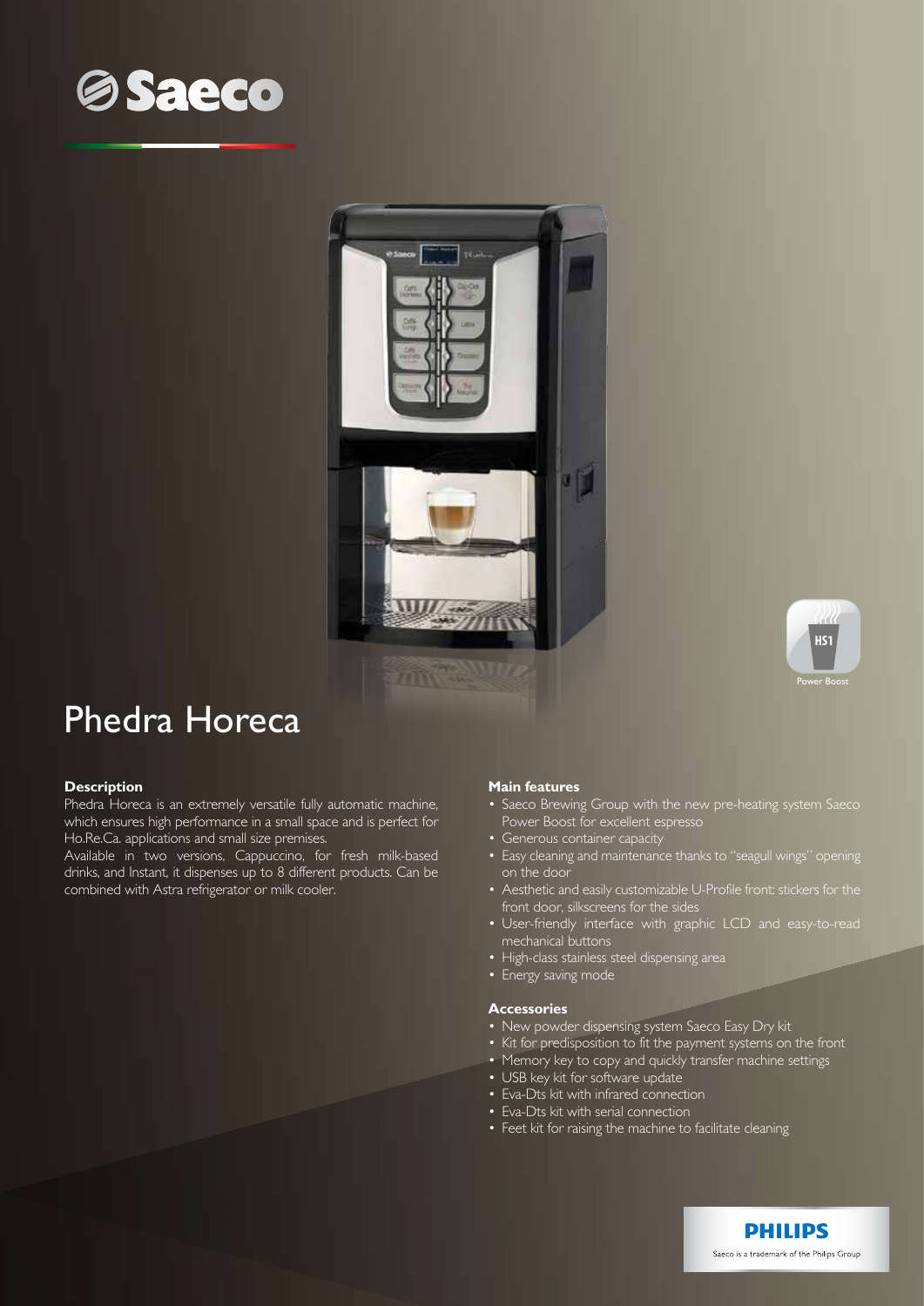Saeco

HS1 Power Boost

# Phedra Horeca

### Description

Phedra Horeca is an extremely versatile fully automatic machine, which ensures high performance in a small space and is perfect for Ho.Re.Ca. applications and small size premises.

Available in two versions, Cappuccino, for fresh milk-based drinks, and Instant, it dispenses up to 8 different products. Can be combined with Astra refrigerator or milk cooler.

### Main features

- Saeco Brewing Group with the new pre-heating system Saeco Power Boost for excellent espresso
- Generous container capacity
- Easy cleaning and maintenance thanks to "seagull wings" opening on the door
- Aesthetic and easily customizable U-Profile front: stickers for the front door, silkscreens for the sides
- User-friendly interface with graphic LCD and easy-to-read mechanical buttons
- High-class stainless steel dispensing area
- Energy saving mode

### Accessories

- New powder dispensing system Saeco Easy Dry kit
- Kit for predisposition to fit the payment systems on the front
- Memory key to copy and quickly transfer machine settings
- USB key kit for software update
- Eva-Dts kit with infrared connection
- Eva-Dts kit with serial connection
- Feet kit for raising the machine to facilitate cleaning

PHILIPS

Saeco is a trademark of the Philips Group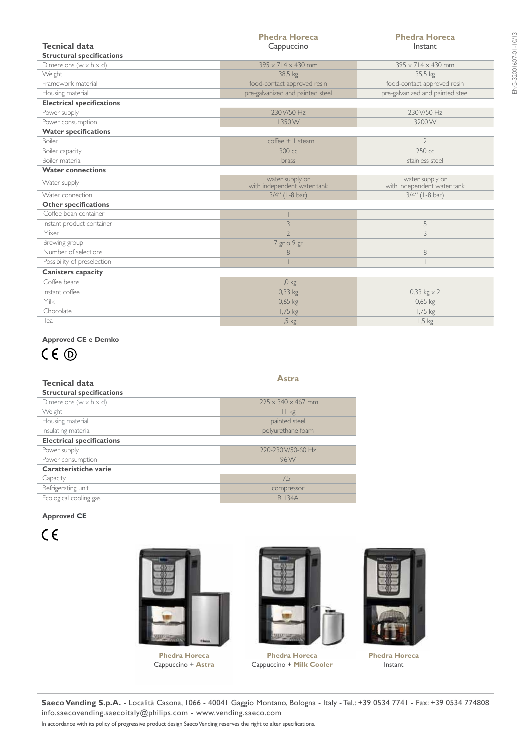## Tecnical data

| | Phedra Horeca Cappuccino | Phedra Horeca Instant |
|---|---|---|
| **Structural specifications** | | |
| Dimensions (w x h x d) | 395 x 714 x 430 mm | 395 x 714 x 430 mm |
| Weight | 38,5 kg | 35,5 kg |
| Framework material | food-contact approved resin | food-contact approved resin |
| Housing material | pre-galvanized and painted steel | pre-galvanized and painted steel |
| **Electrical specifications** | | |
| Power supply | 230V/50 Hz | 230V/50 Hz |
| Power consumption | 1350 W | 3200 W |
| **Water specifications** | | |
| Boiler | 1 coffee + 1 steam | 2 |
| Boiler capacity | 300 cc | 250 cc |
| Boiler material | brass | stainless steel |
| **Water connections** | | |
| Water supply | water supply or with independent water tank | water supply or with independent water tank |
| Water connection | 3/4" (1-8 bar) | 3/4" (1-8 bar) |
| **Other specifications** | | |
| Coffee bean container | 1 | |
| Instant product container | 3 | 5 |
| Mixer | 2 | 3 |
| Brewing group | 7 gr o 9 gr | |
| Number of selections | 8 | 8 |
| Possibility of preselection | 1 | 1 |
| **Canisters capacity** | | |
| Coffee beans | 1,0 kg | |
| Instant coffee | 0,33 kg | 0,33 kg x 2 |
| Milk | 0,65 kg | 0,65 kg |
| Chocolate | 1,75 kg | 1,75 kg |
| Tea | 1,5 kg | 1,5 kg |

**Approved CE e Demko**

CE Ⓓ

## Tecnical data

| | Astra |
|---|---|
| **Structural specifications** | |
| Dimensions (w x h x d) | 225 x 340 x 467 mm |
| Weight | 11 kg |
| Housing material | painted steel |
| Insulating material | polyurethane foam |
| **Electrical specifications** | |
| Power supply | 220-230V/50-60 Hz |
| Power consumption | 96 W |
| **Caratteristiche varie** | |
| Capacity | 7,5 l |
| Refrigerating unit | compressor |
| Ecological cooling gas | R 134A |

**Approved CE**

CE

**Phedra Horeca** Cappuccino + **Astra**

**Phedra Horeca** Cappuccino + **Milk Cooler**

**Phedra Horeca** Instant

**Saeco Vending S.p.A.** - Località Casona, 1066 - 40041 Gaggio Montano, Bologna - Italy - Tel.: +39 0534 7741 - Fax: +39 0534 774808
info.saecovendingitaly@philips.com - www.vending.saeco.com

In accordance with its policy of progressive product design Saeco Vending reserves the right to alter specifications.

ENG-32001607-01-10/13